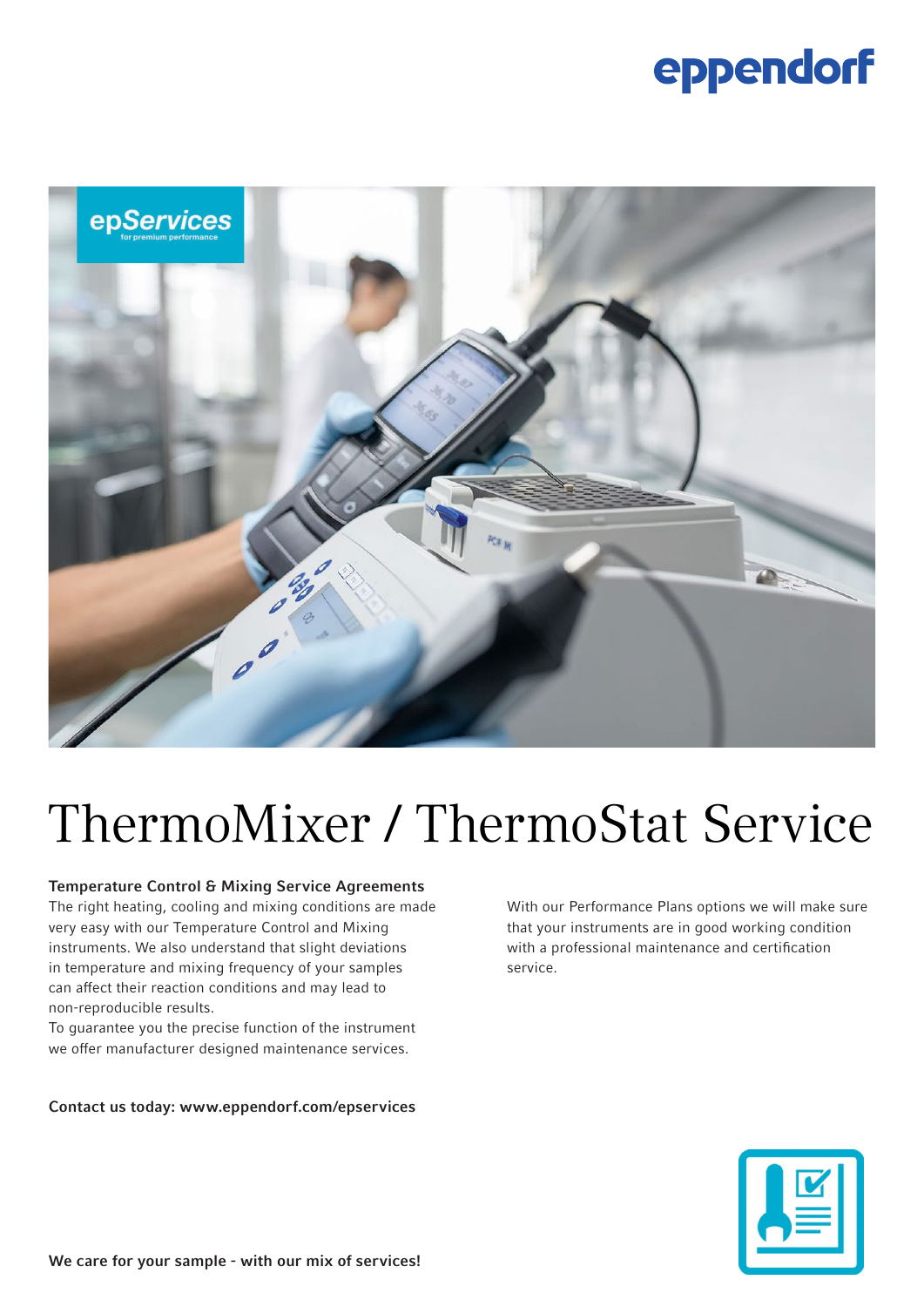# ThermoMixer / ThermoStat Service

### Temperature Control & Mixing Service Agreements

The right heating, cooling and mixing conditions are made very easy with our Temperature Control and Mixing instruments. We also understand that slight deviations in temperature and mixing frequency of your samples can affect their reaction conditions and may lead to non-reproducible results.
To guarantee you the precise function of the instrument we offer manufacturer designed maintenance services.

With our Performance Plans options we will make sure that your instruments are in good working condition with a professional maintenance and certification service.

**Contact us today: www.eppendorf.com/epservices**

**We care for your sample - with our mix of services!**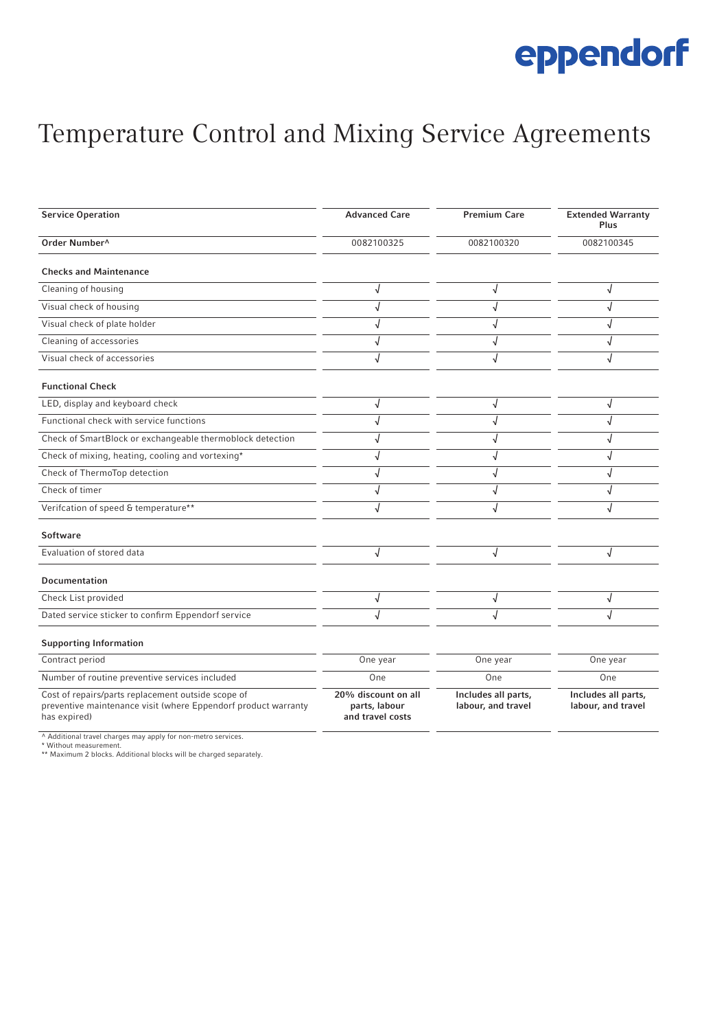# Temperature Control and Mixing Service Agreements

| Service Operation | Advanced Care | Premium Care | Extended Warranty Plus |
|---|---|---|---|
| Order Number^ | 0082100325 | 0082100320 | 0082100345 |
| **Checks and Maintenance** | | | |
| Cleaning of housing | √ | √ | √ |
| Visual check of housing | √ | √ | √ |
| Visual check of plate holder | √ | √ | √ |
| Cleaning of accessories | √ | √ | √ |
| Visual check of accessories | √ | √ | √ |
| **Functional Check** | | | |
| LED, display and keyboard check | √ | √ | √ |
| Functional check with service functions | √ | √ | √ |
| Check of SmartBlock or exchangeable thermoblock detection | √ | √ | √ |
| Check of mixing, heating, cooling and vortexing* | √ | √ | √ |
| Check of ThermoTop detection | √ | √ | √ |
| Check of timer | √ | √ | √ |
| Verifcation of speed & temperature** | √ | √ | √ |
| **Software** | | | |
| Evaluation of stored data | √ | √ | √ |
| **Documentation** | | | |
| Check List provided | √ | √ | √ |
| Dated service sticker to confirm Eppendorf service | √ | √ | √ |
| **Supporting Information** | | | |
| Contract period | One year | One year | One year |
| Number of routine preventive services included | One | One | One |
| Cost of repairs/parts replacement outside scope of preventive maintenance visit (where Eppendorf product warranty has expired) | **20% discount on all parts, labour and travel costs** | **Includes all parts, labour, and travel** | **Includes all parts, labour, and travel** |

^ Additional travel charges may apply for non-metro services.
* Without measurement.
** Maximum 2 blocks. Additional blocks will be charged separately.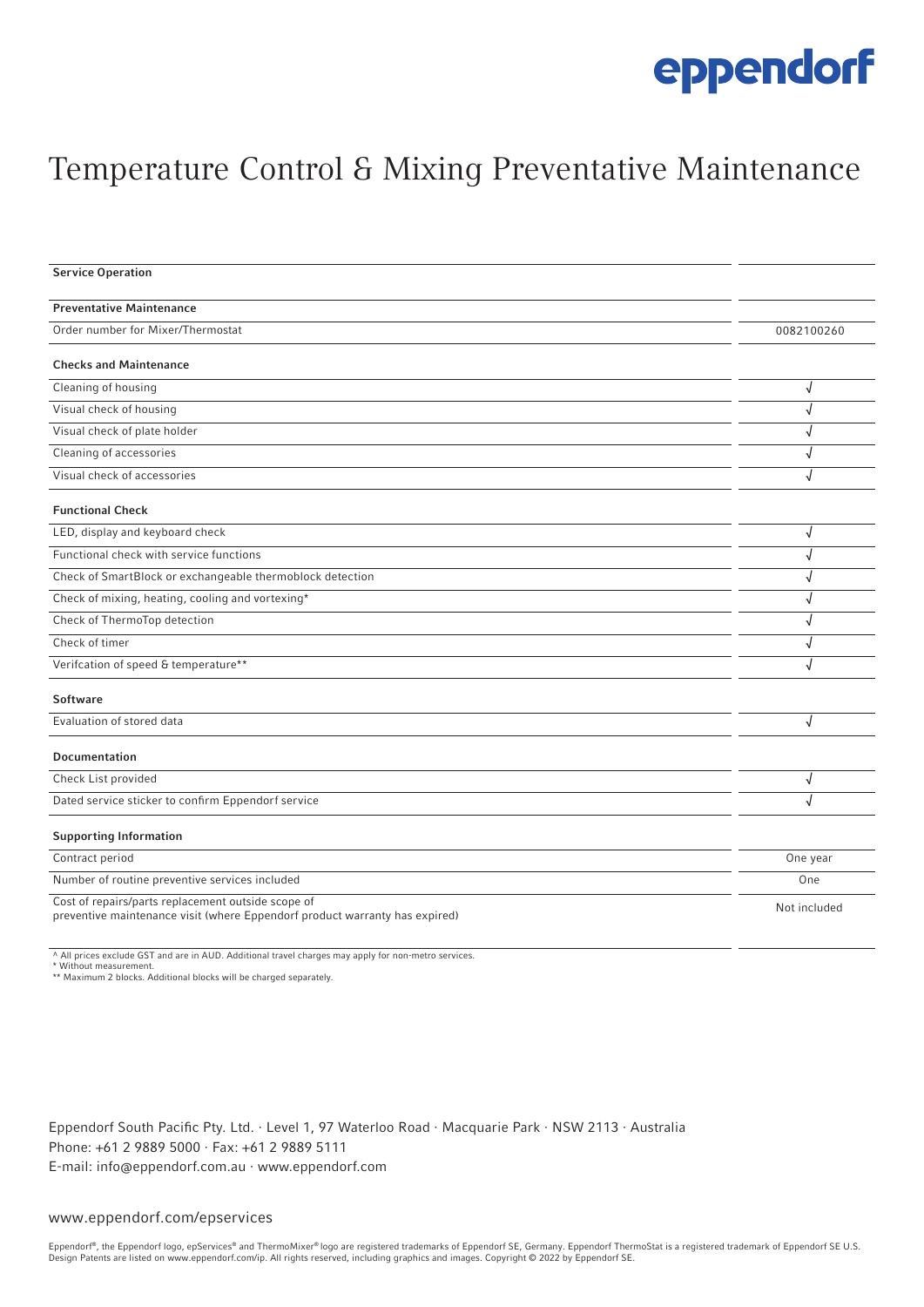# Temperature Control & Mixing Preventative Maintenance

| | |
|---|---|
| **Service Operation** | |
| **Preventative Maintenance** | |
| Order number for Mixer/Thermostat | 0082100260 |
| **Checks and Maintenance** | |
| Cleaning of housing | √ |
| Visual check of housing | √ |
| Visual check of plate holder | √ |
| Cleaning of accessories | √ |
| Visual check of accessories | √ |
| **Functional Check** | |
| LED, display and keyboard check | √ |
| Functional check with service functions | √ |
| Check of SmartBlock or exchangeable thermoblock detection | √ |
| Check of mixing, heating, cooling and vortexing* | √ |
| Check of ThermoTop detection | √ |
| Check of timer | √ |
| Verifcation of speed & temperature** | √ |
| **Software** | |
| Evaluation of stored data | √ |
| **Documentation** | |
| Check List provided | √ |
| Dated service sticker to confirm Eppendorf service | √ |
| **Supporting Information** | |
| Contract period | One year |
| Number of routine preventive services included | One |
| Cost of repairs/parts replacement outside scope of preventive maintenance visit (where Eppendorf product warranty has expired) | Not included |

^ All prices exclude GST and are in AUD. Additional travel charges may apply for non-metro services.
* Without measurement.
** Maximum 2 blocks. Additional blocks will be charged separately.

Eppendorf South Pacific Pty. Ltd. · Level 1, 97 Waterloo Road · Macquarie Park · NSW 2113 · Australia
Phone: +61 2 9889 5000 · Fax: +61 2 9889 5111
E-mail: info@eppendorf.com.au · www.eppendorf.com

www.eppendorf.com/epservices

Eppendorf®, the Eppendorf logo, epServices® and ThermoMixer® logo are registered trademarks of Eppendorf SE, Germany. Eppendorf ThermoStat is a registered trademark of Eppendorf SE U.S. Design Patents are listed on www.eppendorf.com/ip. All rights reserved, including graphics and images. Copyright © 2022 by Eppendorf SE.